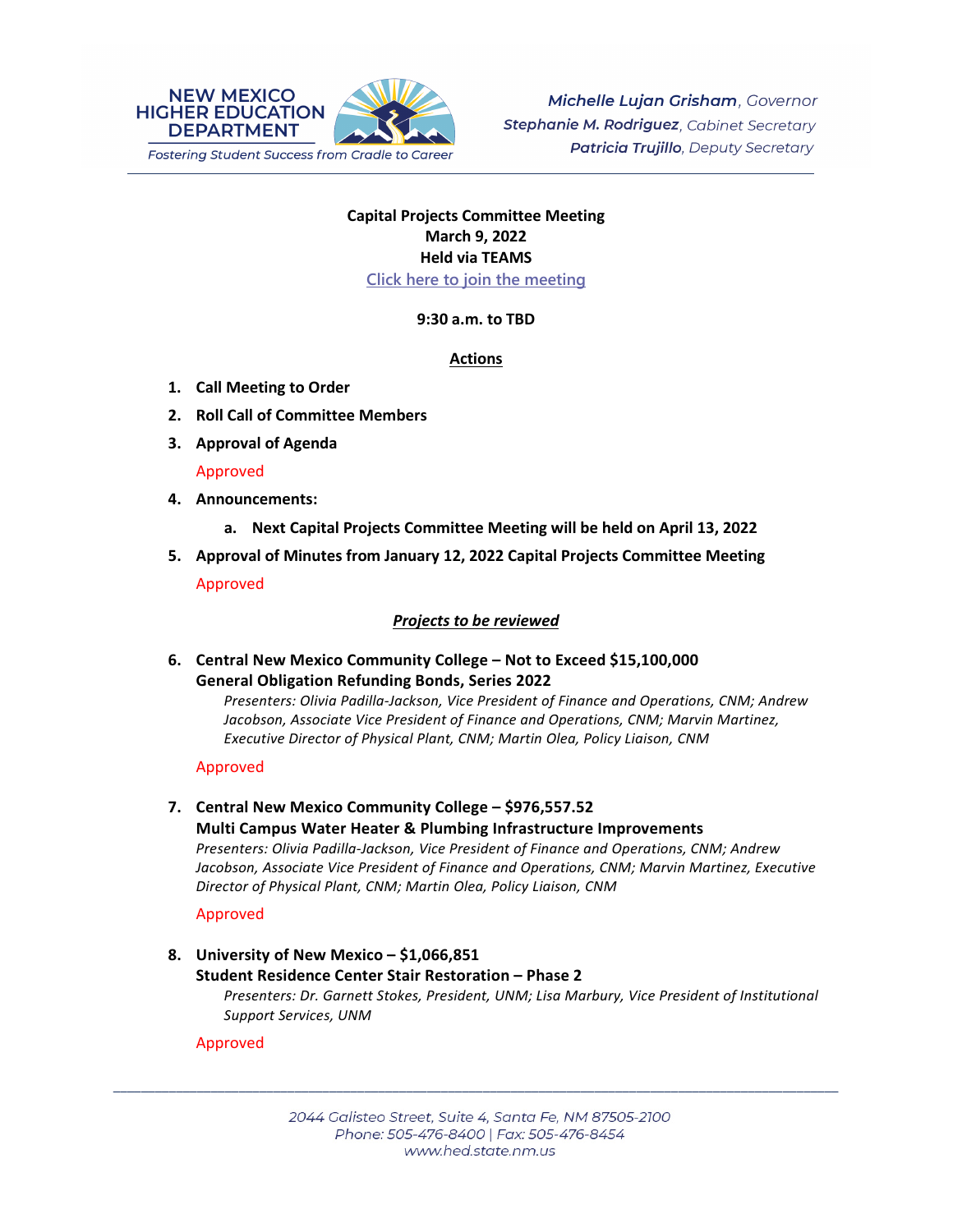NEW MEXICO HIGHER EDUCATION DEPARTMENT

*Fostering Student Success from Cradle to Career*

***Michelle Lujan Grisham**, Governor*
***Stephanie M. Rodriguez**, Cabinet Secretary*
***Patricia Trujillo**, Deputy Secretary*

**Capital Projects Committee Meeting**
**March 9, 2022**
**Held via TEAMS**
Click here to join the meeting

**9:30 a.m. to TBD**

**Actions**

1. **Call Meeting to Order**
2. **Roll Call of Committee Members**
3. **Approval of Agenda**

   Approved

4. **Announcements:**
   a. **Next Capital Projects Committee Meeting will be held on April 13, 2022**
5. **Approval of Minutes from January 12, 2022 Capital Projects Committee Meeting**

   Approved

***Projects to be reviewed***

6. **Central New Mexico Community College – Not to Exceed $15,100,000**
   **General Obligation Refunding Bonds, Series 2022**
   *Presenters: Olivia Padilla-Jackson, Vice President of Finance and Operations, CNM; Andrew Jacobson, Associate Vice President of Finance and Operations, CNM; Marvin Martinez, Executive Director of Physical Plant, CNM; Martin Olea, Policy Liaison, CNM*

   Approved

7. **Central New Mexico Community College – $976,557.52**
   **Multi Campus Water Heater & Plumbing Infrastructure Improvements**
   *Presenters: Olivia Padilla-Jackson, Vice President of Finance and Operations, CNM; Andrew Jacobson, Associate Vice President of Finance and Operations, CNM; Marvin Martinez, Executive Director of Physical Plant, CNM; Martin Olea, Policy Liaison, CNM*

   Approved

8. **University of New Mexico – $1,066,851**
   **Student Residence Center Stair Restoration – Phase 2**
   *Presenters: Dr. Garnett Stokes, President, UNM; Lisa Marbury, Vice President of Institutional Support Services, UNM*

   Approved

2044 Galisteo Street, Suite 4, Santa Fe, NM 87505-2100
Phone: 505-476-8400 | Fax: 505-476-8454
www.hed.state.nm.us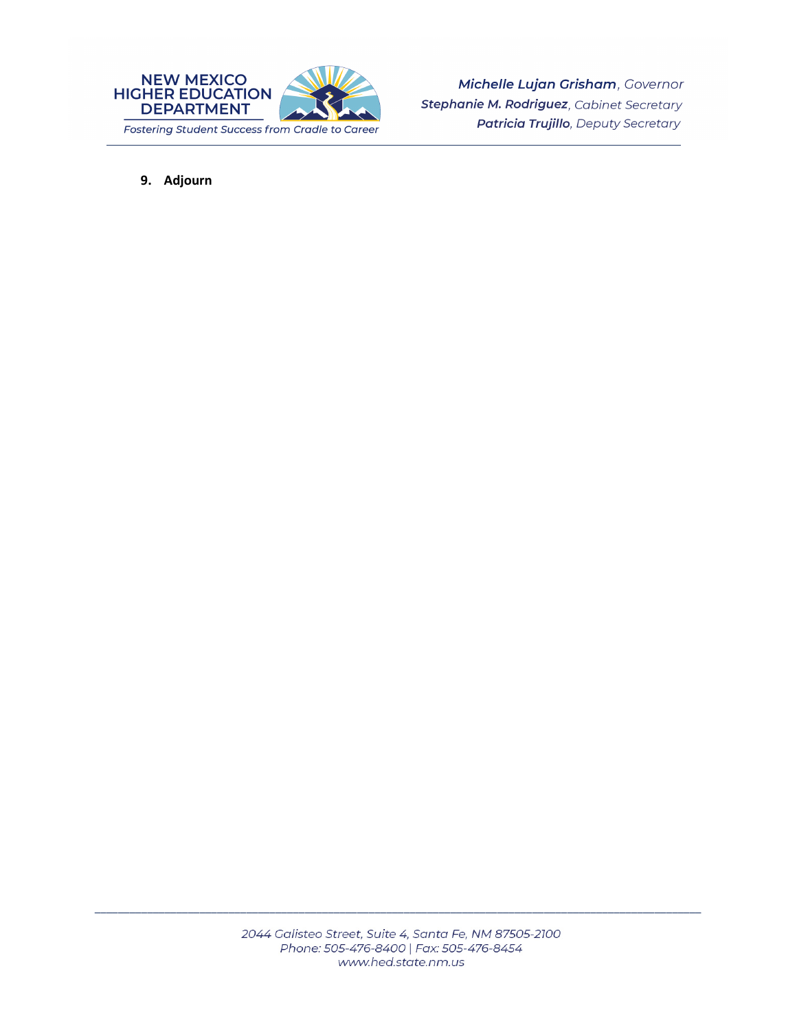9. **Adjourn**